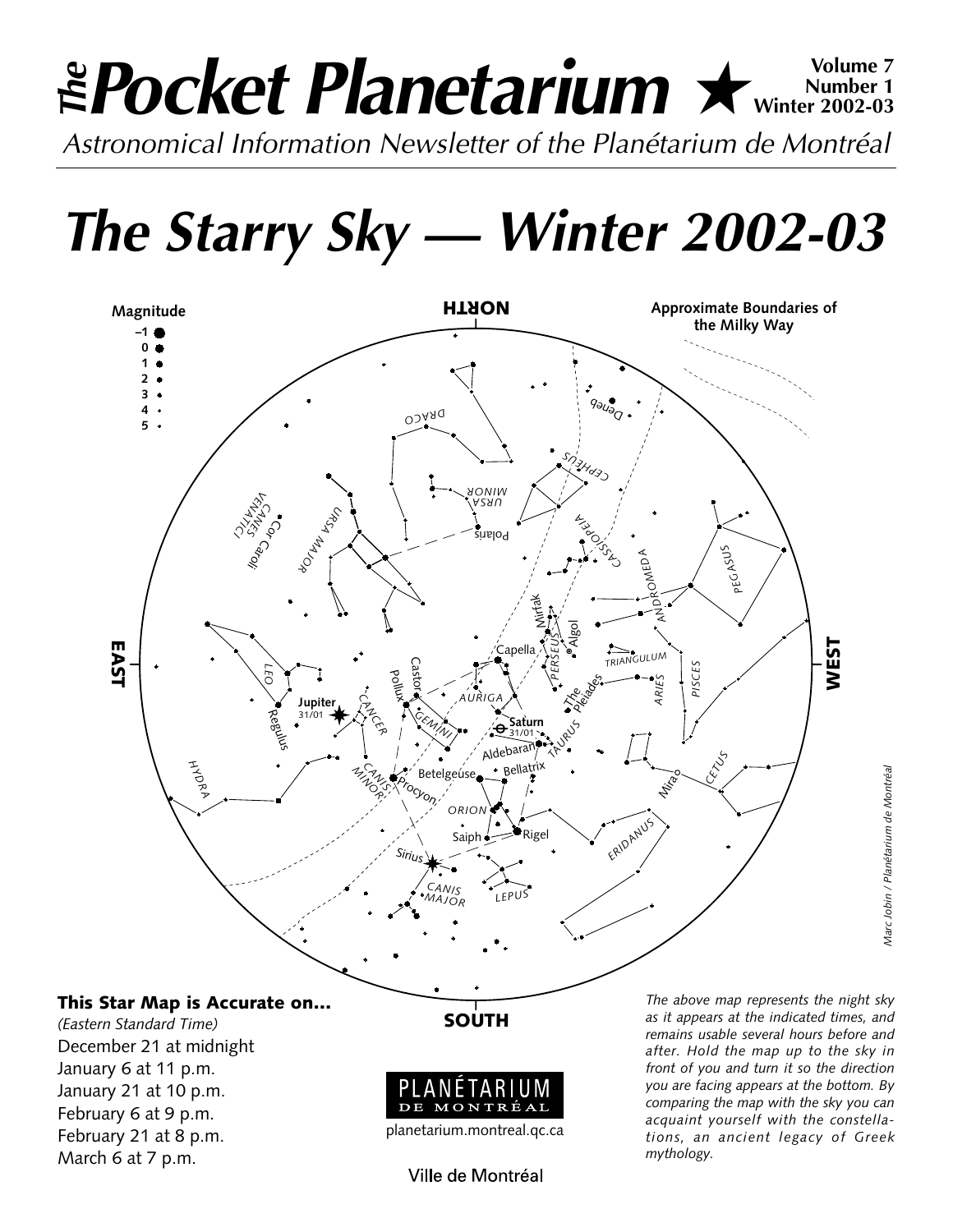# *The* Pocket Planetarium ★

**Volume 7**
**Number 1**
**Winter 2002-03**

*Astronomical Information Newsletter of the Planétarium de Montréal*

# *The Starry Sky — Winter 2002-03*

Magnitude
–1
0
1
2
3
4
5

NORTH

Approximate Boundaries of the Milky Way

EAST

WEST

SOUTH

DRACO
Deneb
CEPHEUS
URSA MINOR
Polaris
CANES VENATICI
Cor Caroli
URSA MAJOR
CASSIOPEIA
ANDROMEDA
PEGASUS
Mirfak
PERSEUS
Algol
Capella
TRIANGULUM
LEO
Castor
Pollux
AURIGA
ARIES
PISCES
The Pleiades
Jupiter
31/01
CANCER
GEMINI
Saturn
31/01
Regulus
TAURUS
Aldebaran
CETUS
HYDRA
CANIS MINOR
Betelgeuse
Bellatrix
Mira
Procyon
ORION
ERIDANUS
Saiph
Rigel
Sirius
CANIS MAJOR
LEPUS

*Marc Jobin / Planétarium de Montréal*

### This Star Map is Accurate on...

*(Eastern Standard Time)*
December 21 at midnight
January 6 at 11 p.m.
January 21 at 10 p.m.
February 6 at 9 p.m.
February 21 at 8 p.m.
March 6 at 7 p.m.

PLANÉTARIUM DE MONTRÉAL
planetarium.montreal.qc.ca

Ville de Montréal

*The above map represents the night sky as it appears at the indicated times, and remains usable several hours before and after. Hold the map up to the sky in front of you and turn it so the direction you are facing appears at the bottom. By comparing the map with the sky you can acquaint yourself with the constellations, an ancient legacy of Greek mythology.*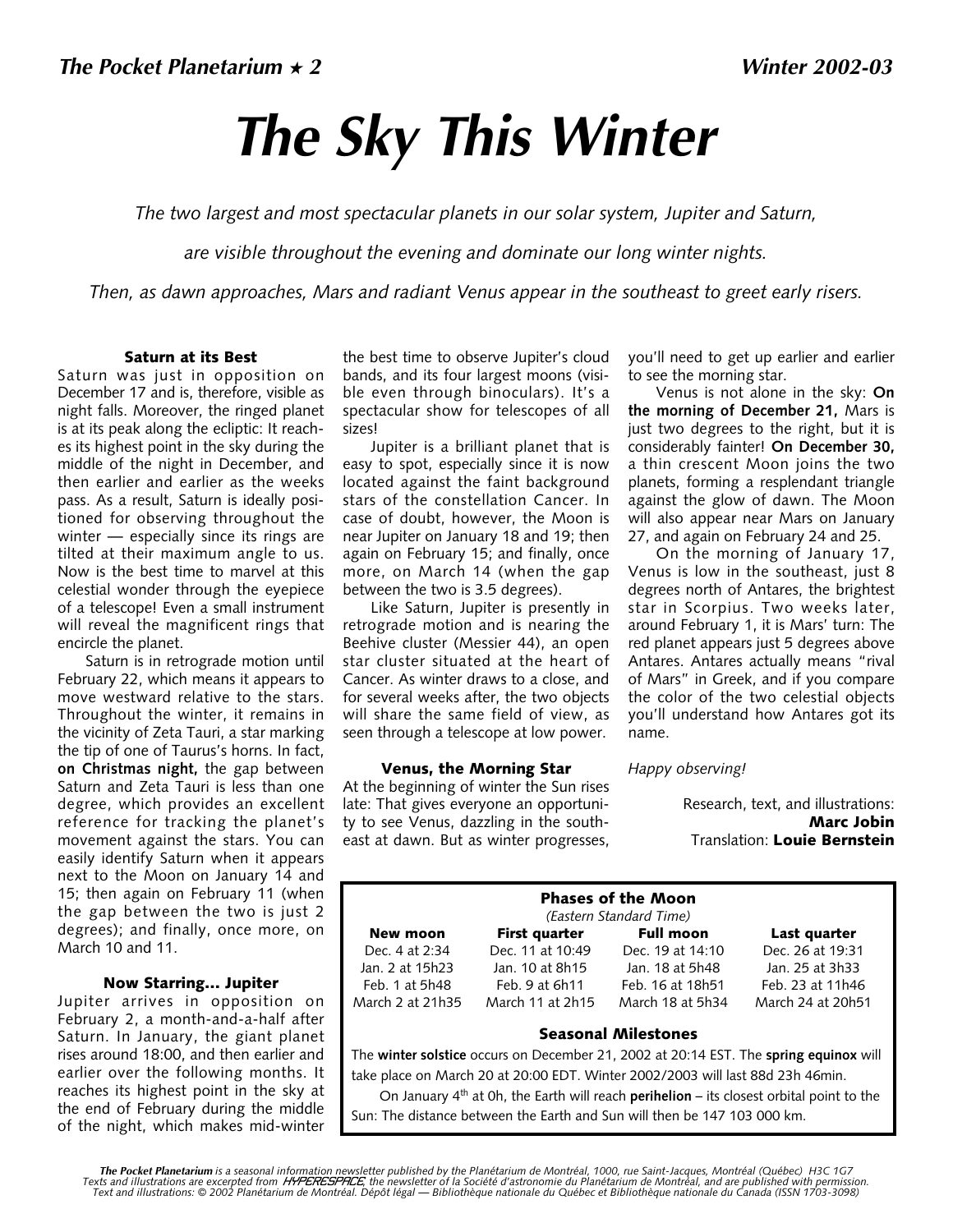# The Sky This Winter

*The two largest and most spectacular planets in our solar system, Jupiter and Saturn,*

*are visible throughout the evening and dominate our long winter nights.*

*Then, as dawn approaches, Mars and radiant Venus appear in the southeast to greet early risers.*

### Saturn at its Best

Saturn was just in opposition on December 17 and is, therefore, visible as night falls. Moreover, the ringed planet is at its peak along the ecliptic: It reaches its highest point in the sky during the middle of the night in December, and then earlier and earlier as the weeks pass. As a result, Saturn is ideally positioned for observing throughout the winter — especially since its rings are tilted at their maximum angle to us. Now is the best time to marvel at this celestial wonder through the eyepiece of a telescope! Even a small instrument will reveal the magnificent rings that encircle the planet.

Saturn is in retrograde motion until February 22, which means it appears to move westward relative to the stars. Throughout the winter, it remains in the vicinity of Zeta Tauri, a star marking the tip of one of Taurus's horns. In fact, **on Christmas night,** the gap between Saturn and Zeta Tauri is less than one degree, which provides an excellent reference for tracking the planet's movement against the stars. You can easily identify Saturn when it appears next to the Moon on January 14 and 15; then again on February 11 (when the gap between the two is just 2 degrees); and finally, once more, on March 10 and 11.

### Now Starring... Jupiter

Jupiter arrives in opposition on February 2, a month-and-a-half after Saturn. In January, the giant planet rises around 18:00, and then earlier and earlier over the following months. It reaches its highest point in the sky at the end of February during the middle of the night, which makes mid-winter the best time to observe Jupiter's cloud bands, and its four largest moons (visible even through binoculars). It's a spectacular show for telescopes of all sizes!

Jupiter is a brilliant planet that is easy to spot, especially since it is now located against the faint background stars of the constellation Cancer. In case of doubt, however, the Moon is near Jupiter on January 18 and 19; then again on February 15; and finally, once more, on March 14 (when the gap between the two is 3.5 degrees).

Like Saturn, Jupiter is presently in retrograde motion and is nearing the Beehive cluster (Messier 44), an open star cluster situated at the heart of Cancer. As winter draws to a close, and for several weeks after, the two objects will share the same field of view, as seen through a telescope at low power.

### Venus, the Morning Star

At the beginning of winter the Sun rises late: That gives everyone an opportunity to see Venus, dazzling in the southeast at dawn. But as winter progresses, you'll need to get up earlier and earlier to see the morning star.

Venus is not alone in the sky: **On the morning of December 21,** Mars is just two degrees to the right, but it is considerably fainter! **On December 30,** a thin crescent Moon joins the two planets, forming a resplendent triangle against the glow of dawn. The Moon will also appear near Mars on January 27, and again on February 24 and 25.

On the morning of January 17, Venus is low in the southeast, just 8 degrees north of Antares, the brightest star in Scorpius. Two weeks later, around February 1, it is Mars' turn: The red planet appears just 5 degrees above Antares. Antares actually means "rival of Mars" in Greek, and if you compare the color of the two celestial objects you'll understand how Antares got its name.

*Happy observing!*

Research, text, and illustrations: **Marc Jobin**
Translation: **Louie Bernstein**

### Phases of the Moon

*(Eastern Standard Time)*

| New moon | First quarter | Full moon | Last quarter |
|---|---|---|---|
| Dec. 4 at 2:34 | Dec. 11 at 10:49 | Dec. 19 at 14:10 | Dec. 26 at 19:31 |
| Jan. 2 at 15h23 | Jan. 10 at 8h15 | Jan. 18 at 5h48 | Jan. 25 at 3h33 |
| Feb. 1 at 5h48 | Feb. 9 at 6h11 | Feb. 16 at 18h51 | Feb. 23 at 11h46 |
| March 2 at 21h35 | March 11 at 2h15 | March 18 at 5h34 | March 24 at 20h51 |

### Seasonal Milestones

The **winter solstice** occurs on December 21, 2002 at 20:14 EST. The **spring equinox** will take place on March 20 at 20:00 EDT. Winter 2002/2003 will last 88d 23h 46min.

On January 4th at 0h, the Earth will reach **perihelion** – its closest orbital point to the Sun: The distance between the Earth and Sun will then be 147 103 000 km.

*The Pocket Planetarium* is a seasonal information newsletter published by the Planétarium de Montréal, 1000, rue Saint-Jacques, Montréal (Québec) H3C 1G7
Texts and illustrations are excerpted from *HYPERESPACE*, the newsletter of la Société d'astronomie du Planétarium de Montréal, and are published with permission.
Text and illustrations: © 2002 Planétarium de Montréal. Dépôt légal — Bibliothèque nationale du Québec et Bibliothèque nationale du Canada (ISSN 1703-3098)